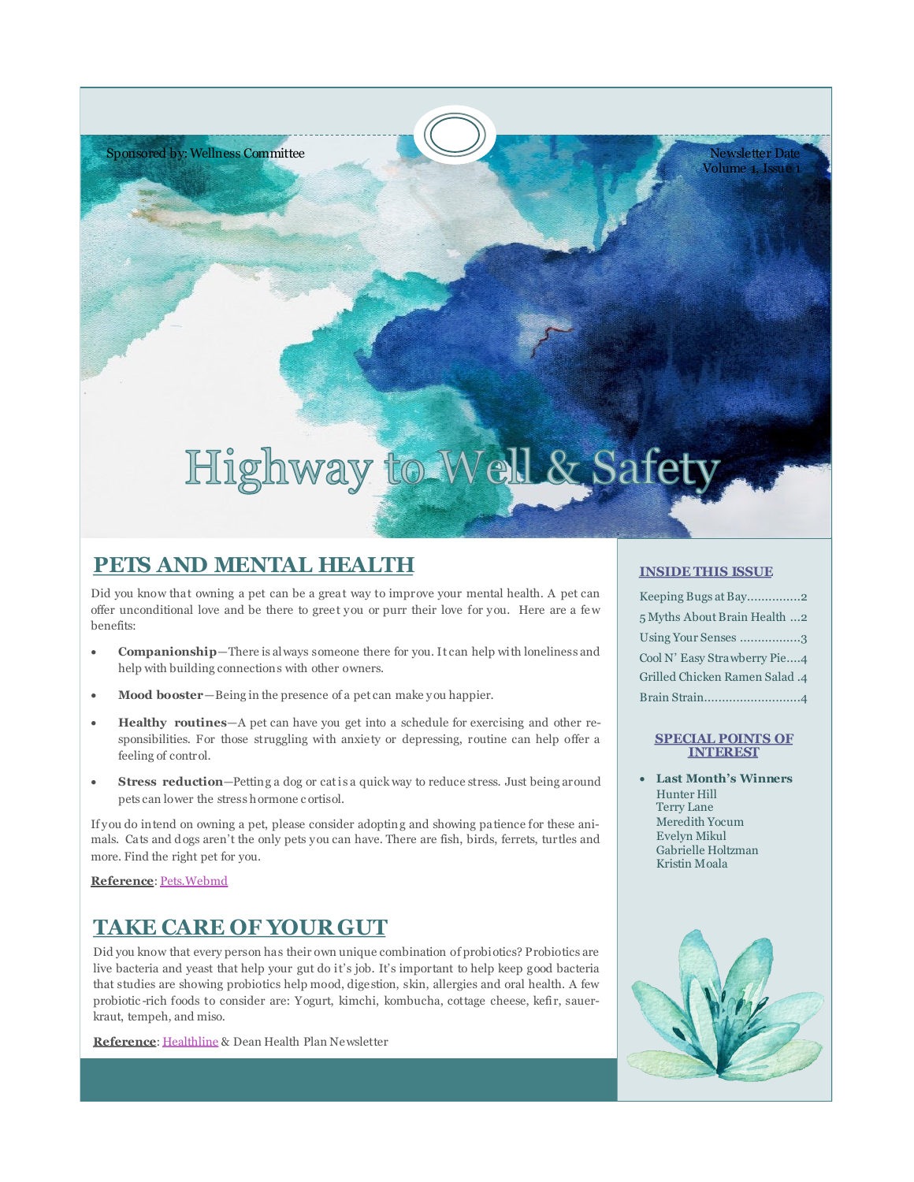Sponsored by: Wellness Committee

Newsletter Date
Volume 1, Issue 1

# Highway to Well & Safety

## PETS AND MENTAL HEALTH

Did you know that owning a pet can be a great way to improve your mental health. A pet can offer unconditional love and be there to greet you or purr their love for you. Here are a few benefits:

- **Companionship**—There is always someone there for you. It can help with loneliness and help with building connections with other owners.
- **Mood booster**—Being in the presence of a pet can make you happier.
- **Healthy routines**—A pet can have you get into a schedule for exercising and other responsibilities. For those struggling with anxiety or depressing, routine can help offer a feeling of control.
- **Stress reduction**—Petting a dog or cat is a quick way to reduce stress. Just being around pets can lower the stress hormone cortisol.

If you do intend on owning a pet, please consider adopting and showing patience for these animals. Cats and dogs aren't the only pets you can have. There are fish, birds, ferrets, turtles and more. Find the right pet for you.

**Reference**: Pets.Webmd

## TAKE CARE OF YOUR GUT

Did you know that every person has their own unique combination of probiotics? Probiotics are live bacteria and yeast that help your gut do it's job. It's important to help keep good bacteria that studies are showing probiotics help mood, digestion, skin, allergies and oral health. A few probiotic-rich foods to consider are: Yogurt, kimchi, kombucha, cottage cheese, kefir, sauerkraut, tempeh, and miso.

**Reference**: Healthline & Dean Health Plan Newsletter

### INSIDE THIS ISSUE

- Keeping Bugs at Bay...............2
- 5 Myths About Brain Health ...2
- Using Your Senses .................3
- Cool N' Easy Strawberry Pie....4
- Grilled Chicken Ramen Salad .4
- Brain Strain...........................4

### SPECIAL POINTS OF INTEREST

- **Last Month's Winners**
  Hunter Hill
  Terry Lane
  Meredith Yocum
  Evelyn Mikul
  Gabrielle Holtzman
  Kristin Moala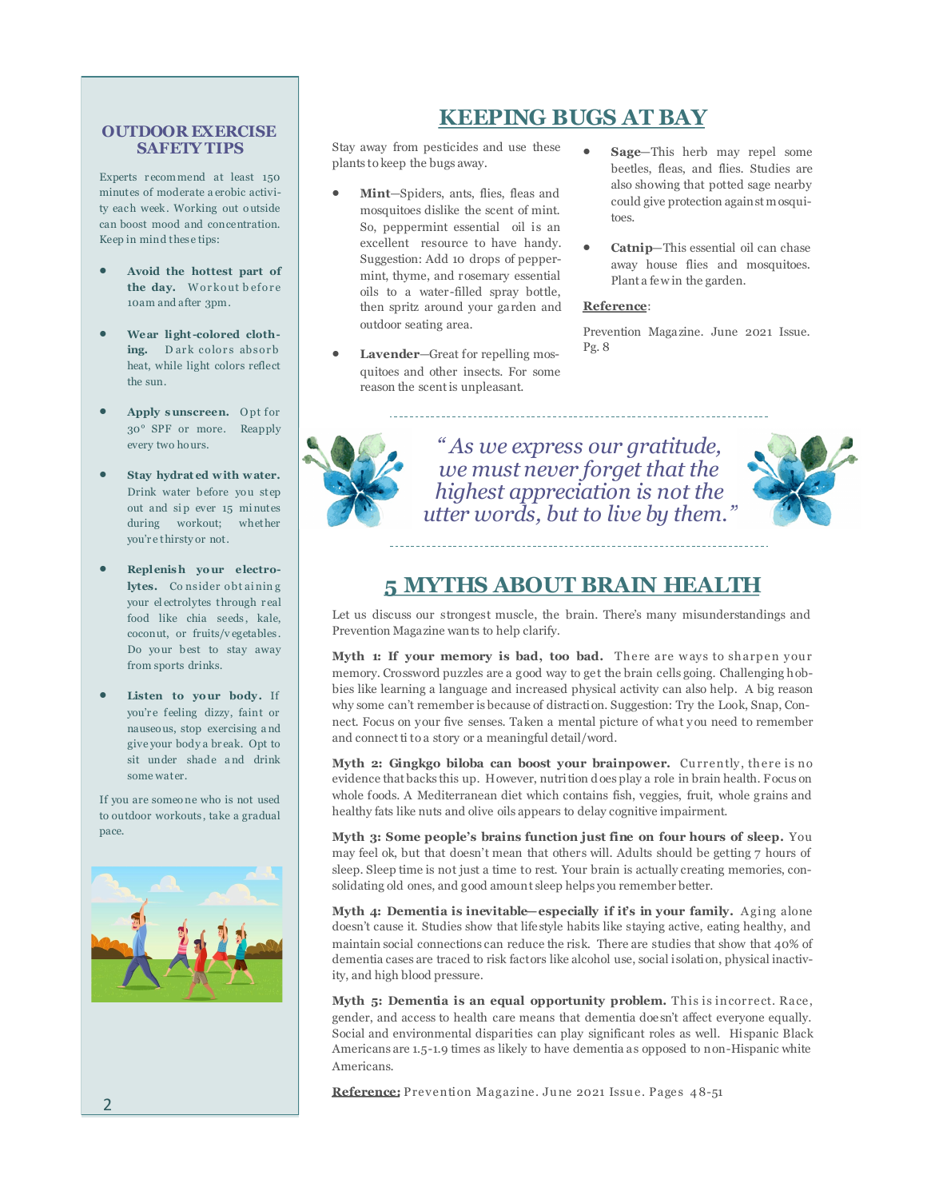## OUTDOOR EXERCISE SAFETY TIPS

Experts recommend at least 150 minutes of moderate aerobic activity each week. Working out outside can boost mood and concentration. Keep in mind these tips:

- **Avoid the hottest part of the day.** Workout before 10am and after 3pm.
- **Wear light-colored clothing.** Dark colors absorb heat, while light colors reflect the sun.
- **Apply sunscreen.** Opt for 30° SPF or more. Reapply every two hours.
- **Stay hydrated with water.** Drink water before you step out and sip ever 15 minutes during workout; whether you're thirsty or not.
- **Replenish your electrolytes.** Consider obtaining your electrolytes through real food like chia seeds, kale, coconut, or fruits/vegetables. Do your best to stay away from sports drinks.
- **Listen to your body.** If you're feeling dizzy, faint or nauseous, stop exercising and give your body a break. Opt to sit under shade and drink some water.

If you are someone who is not used to outdoor workouts, take a gradual pace.

## KEEPING BUGS AT BAY

Stay away from pesticides and use these plants to keep the bugs away.

- **Mint**—Spiders, ants, flies, fleas and mosquitoes dislike the scent of mint. So, peppermint essential oil is an excellent resource to have handy. Suggestion: Add 10 drops of peppermint, thyme, and rosemary essential oils to a water-filled spray bottle, then spritz around your garden and outdoor seating area.
- **Lavender**—Great for repelling mosquitoes and other insects. For some reason the scent is unpleasant.
- **Sage**—This herb may repel some beetles, fleas, and flies. Studies are also showing that potted sage nearby could give protection against mosquitoes.
- **Catnip**—This essential oil can chase away house flies and mosquitoes. Plant a few in the garden.

**Reference**:

Prevention Magazine. June 2021 Issue. Pg. 8

*"As we express our gratitude, we must never forget that the highest appreciation is not the utter words, but to live by them."*

## 5 MYTHS ABOUT BRAIN HEALTH

Let us discuss our strongest muscle, the brain. There's many misunderstandings and Prevention Magazine wants to help clarify.

**Myth 1: If your memory is bad, too bad.** There are ways to sharpen your memory. Crossword puzzles are a good way to get the brain cells going. Challenging hobbies like learning a language and increased physical activity can also help. A big reason why some can't remember is because of distraction. Suggestion: Try the Look, Snap, Connect. Focus on your five senses. Taken a mental picture of what you need to remember and connect ti to a story or a meaningful detail/word.

**Myth 2: Gingkgo biloba can boost your brainpower.** Currently, there is no evidence that backs this up. However, nutrition does play a role in brain health. Focus on whole foods. A Mediterranean diet which contains fish, veggies, fruit, whole grains and healthy fats like nuts and olive oils appears to delay cognitive impairment.

**Myth 3: Some people's brains function just fine on four hours of sleep.** You may feel ok, but that doesn't mean that others will. Adults should be getting 7 hours of sleep. Sleep time is not just a time to rest. Your brain is actually creating memories, consolidating old ones, and good amount sleep helps you remember better.

**Myth 4: Dementia is inevitable—especially if it's in your family.** Aging alone doesn't cause it. Studies show that lifestyle habits like staying active, eating healthy, and maintain social connections can reduce the risk. There are studies that show that 40% of dementia cases are traced to risk factors like alcohol use, social isolation, physical inactivity, and high blood pressure.

**Myth 5: Dementia is an equal opportunity problem.** This is incorrect. Race, gender, and access to health care means that dementia doesn't affect everyone equally. Social and environmental disparities can play significant roles as well. Hispanic Black Americans are 1.5-1.9 times as likely to have dementia as opposed to non-Hispanic white Americans.

**Reference:** Prevention Magazine. June 2021 Issue. Pages 48-51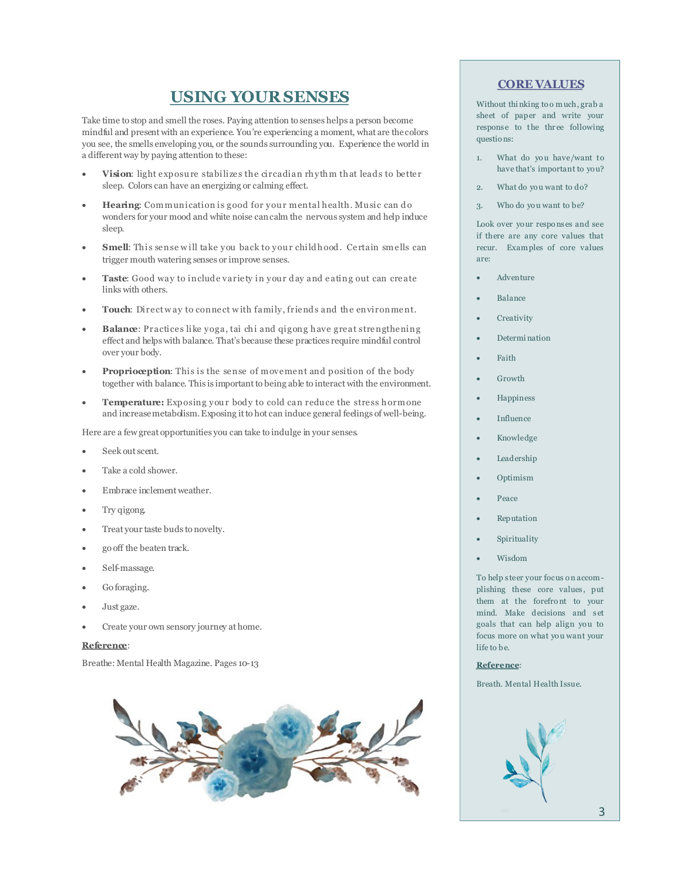## USING YOUR SENSES

Take time to stop and smell the roses. Paying attention to senses helps a person become mindful and present with an experience. You're experiencing a moment, what are the colors you see, the smells enveloping you, or the sounds surrounding you. Experience the world in a different way by paying attention to these:

- **Vision**: light exposure stabilizes the circadian rhythm that leads to better sleep. Colors can have an energizing or calming effect.
- **Hearing**: Communication is good for your mental health. Music can do wonders for your mood and white noise can calm the nervous system and help induce sleep.
- **Smell**: This sense will take you back to your childhood. Certain smells can trigger mouth watering senses or improve senses.
- **Taste**: Good way to include variety in your day and eating out can create links with others.
- **Touch**: Direct way to connect with family, friends and the environment.
- **Balance**: Practices like yoga, tai chi and qigong have great strengthening effect and helps with balance. That's because these practices require mindful control over your body.
- **Proprioception**: This is the sense of movement and position of the body together with balance. This is important to being able to interact with the environment.
- **Temperature:** Exposing your body to cold can reduce the stress hormone and increase metabolism. Exposing it to hot can induce general feelings of well-being.

Here are a few great opportunities you can take to indulge in your senses.

- Seek out scent.
- Take a cold shower.
- Embrace inclement weather.
- Try qigong.
- Treat your taste buds to novelty.
- go off the beaten track.
- Self-massage.
- Go foraging.
- Just gaze.
- Create your own sensory journey at home.

**Reference**:

Breathe: Mental Health Magazine. Pages 10-13

## CORE VALUES

Without thinking too much, grab a sheet of paper and write your response to the three following questions:

1. What do you have/want to have that's important to you?
2. What do you want to do?
3. Who do you want to be?

Look over your responses and see if there are any core values that recur. Examples of core values are:

- Adventure
- Balance
- Creativity
- Determination
- Faith
- Growth
- Happiness
- Influence
- Knowledge
- Leadership
- Optimism
- Peace
- Reputation
- Spirituality
- Wisdom

To help steer your focus on accomplishing these core values, put them at the forefront to your mind. Make decisions and set goals that can help align you to focus more on what you want your life to be.

**Reference**:

Breath. Mental Health Issue.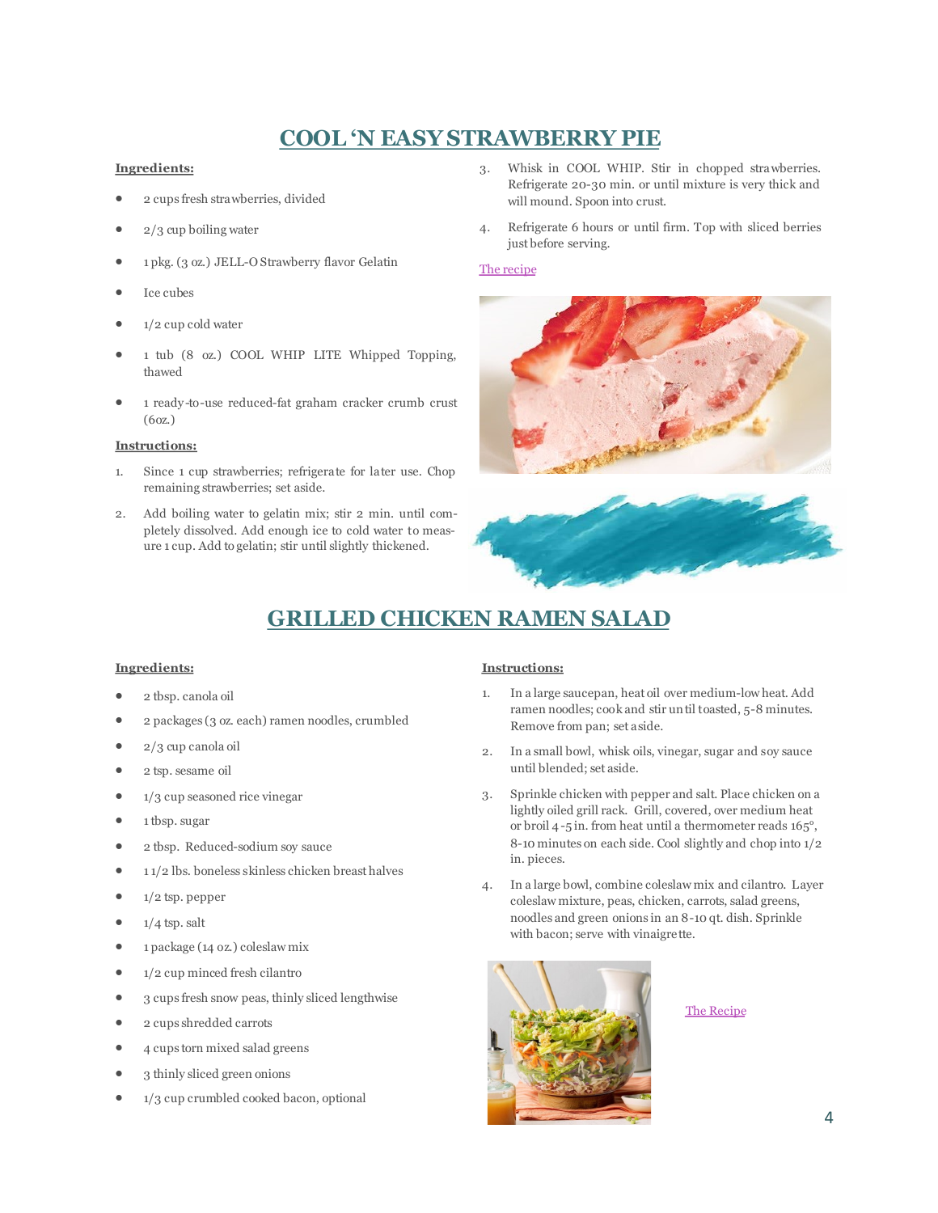## COOL 'N EASY STRAWBERRY PIE

**Ingredients:**

- 2 cups fresh strawberries, divided
- 2/3 cup boiling water
- 1 pkg. (3 oz.) JELL-O Strawberry flavor Gelatin
- Ice cubes
- 1/2 cup cold water
- 1 tub (8 oz.) COOL WHIP LITE Whipped Topping, thawed
- 1 ready-to-use reduced-fat graham cracker crumb crust (6oz.)

**Instructions:**

1. Since 1 cup strawberries; refrigerate for later use. Chop remaining strawberries; set aside.
2. Add boiling water to gelatin mix; stir 2 min. until completely dissolved. Add enough ice to cold water to measure 1 cup. Add to gelatin; stir until slightly thickened.
3. Whisk in COOL WHIP. Stir in chopped strawberries. Refrigerate 20-30 min. or until mixture is very thick and will mound. Spoon into crust.
4. Refrigerate 6 hours or until firm. Top with sliced berries just before serving.

The recipe

## GRILLED CHICKEN RAMEN SALAD

**Ingredients:**

- 2 tbsp. canola oil
- 2 packages (3 oz. each) ramen noodles, crumbled
- 2/3 cup canola oil
- 2 tsp. sesame oil
- 1/3 cup seasoned rice vinegar
- 1 tbsp. sugar
- 2 tbsp. Reduced-sodium soy sauce
- 1 1/2 lbs. boneless skinless chicken breast halves
- 1/2 tsp. pepper
- 1/4 tsp. salt
- 1 package (14 oz.) coleslaw mix
- 1/2 cup minced fresh cilantro
- 3 cups fresh snow peas, thinly sliced lengthwise
- 2 cups shredded carrots
- 4 cups torn mixed salad greens
- 3 thinly sliced green onions
- 1/3 cup crumbled cooked bacon, optional

**Instructions:**

1. In a large saucepan, heat oil over medium-low heat. Add ramen noodles; cook and stir until toasted, 5-8 minutes. Remove from pan; set aside.
2. In a small bowl, whisk oils, vinegar, sugar and soy sauce until blended; set aside.
3. Sprinkle chicken with pepper and salt. Place chicken on a lightly oiled grill rack. Grill, covered, over medium heat or broil 4-5 in. from heat until a thermometer reads 165°, 8-10 minutes on each side. Cool slightly and chop into 1/2 in. pieces.
4. In a large bowl, combine coleslaw mix and cilantro. Layer coleslaw mixture, peas, chicken, carrots, salad greens, noodles and green onions in an 8-10 qt. dish. Sprinkle with bacon; serve with vinaigrette.

The Recipe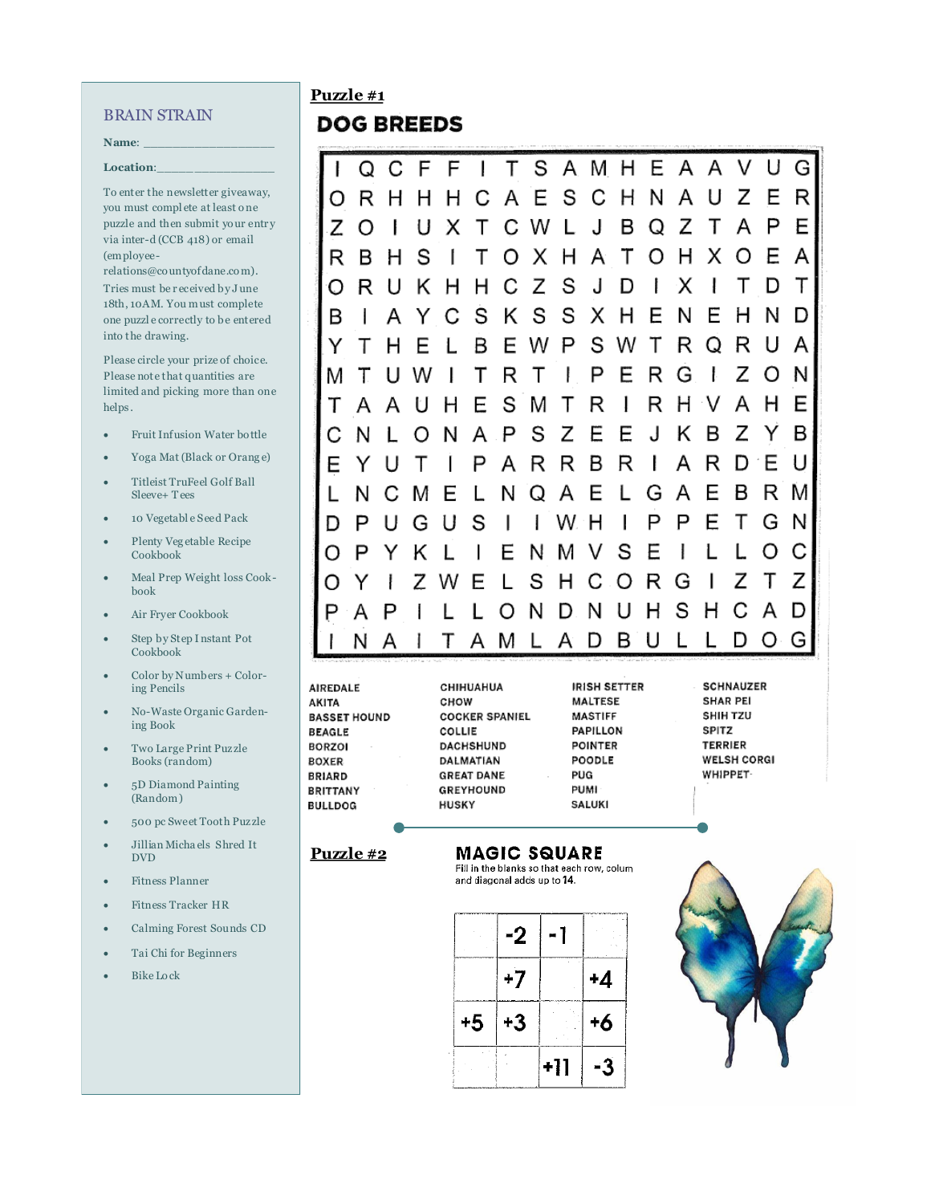## BRAIN STRAIN

**Name:** ___________________

**Location:**_________________

To enter the newsletter giveaway, you must complete at least one puzzle and then submit your entry via inter-d (CCB 418) or email (employee-relations@countyofdane.com). Tries must be received by June 18th, 10AM. You must complete one puzzle correctly to be entered into the drawing.

Please circle your prize of choice. Please note that quantities are limited and picking more than one helps.

- Fruit Infusion Water bottle
- Yoga Mat (Black or Orange)
- Titleist TruFeel Golf Ball Sleeve+ Tees
- 10 Vegetable Seed Pack
- Plenty Vegetable Recipe Cookbook
- Meal Prep Weight loss Cook-book
- Air Fryer Cookbook
- Step by Step Instant Pot Cookbook
- Color by Numbers + Coloring Pencils
- No-Waste Organic Gardening Book
- Two Large Print Puzzle Books (random)
- 5D Diamond Painting (Random)
- 500 pc Sweet Tooth Puzzle
- Jillian Michaels Shred It DVD
- Fitness Planner
- Fitness Tracker HR
- Calming Forest Sounds CD
- Tai Chi for Beginners
- Bike Lock

**Puzzle #1**

## DOG BREEDS

| | | | | | | | | | | | | | | | |
|---|---|---|---|---|---|---|---|---|---|---|---|---|---|---|---|
| I | Q | C | F | F | I | T | S | A | M | H | E | A | A | V | U | G |
| O | R | H | H | H | C | A | E | S | C | H | N | A | U | Z | E | R |
| Z | O | I | U | X | T | C | W | L | J | B | Q | Z | T | A | P | E |
| R | B | H | S | I | T | O | X | H | A | T | O | H | X | O | E | A |
| O | R | U | K | H | H | C | Z | S | J | D | I | X | I | T | D | T |
| B | I | A | Y | C | S | K | S | S | X | H | E | N | E | H | N | D |
| Y | T | H | E | L | B | E | W | P | S | W | T | R | Q | R | U | A |
| M | T | U | W | I | T | R | T | I | P | E | R | G | I | Z | O | N |
| T | A | A | U | H | E | S | M | T | R | I | R | H | V | A | H | E |
| C | N | L | O | N | A | P | S | Z | E | E | J | K | B | Z | Y | B |
| E | Y | U | T | I | P | A | R | R | B | R | I | A | R | D | E | U |
| L | N | C | M | E | L | N | Q | A | E | L | G | A | E | B | R | M |
| D | P | U | G | U | S | I | I | W | H | I | P | P | E | T | G | N |
| O | P | Y | K | L | I | E | N | M | V | S | E | I | L | L | O | C |
| O | Y | I | Z | W | E | L | S | H | C | O | R | G | I | Z | T | Z |
| P | A | P | I | L | L | O | N | D | N | U | H | S | H | C | A | D |
| I | N | A | I | T | A | M | L | A | D | B | U | L | L | D | O | G |

AIREDALE
AKITA
BASSET HOUND
BEAGLE
BORZOI
BOXER
BRIARD
BRITTANY
BULLDOG
CHIHUAHUA
CHOW
COCKER SPANIEL
COLLIE
DACHSHUND
DALMATIAN
GREAT DANE
GREYHOUND
HUSKY
IRISH SETTER
MALTESE
MASTIFF
PAPILLON
POINTER
POODLE
PUG
PUMI
SALUKI
SCHNAUZER
SHAR PEI
SHIH TZU
SPITZ
TERRIER
WELSH CORGI
WHIPPET

**Puzzle #2**

## MAGIC SQUARE

Fill in the blanks so that each row, colum and diagonal adds up to 14.

| | | | |
|---|---|---|---|
| | -2 | -1 | |
| | +7 | | +4 |
| +5 | +3 | | +6 |
| | | +11 | -3 |